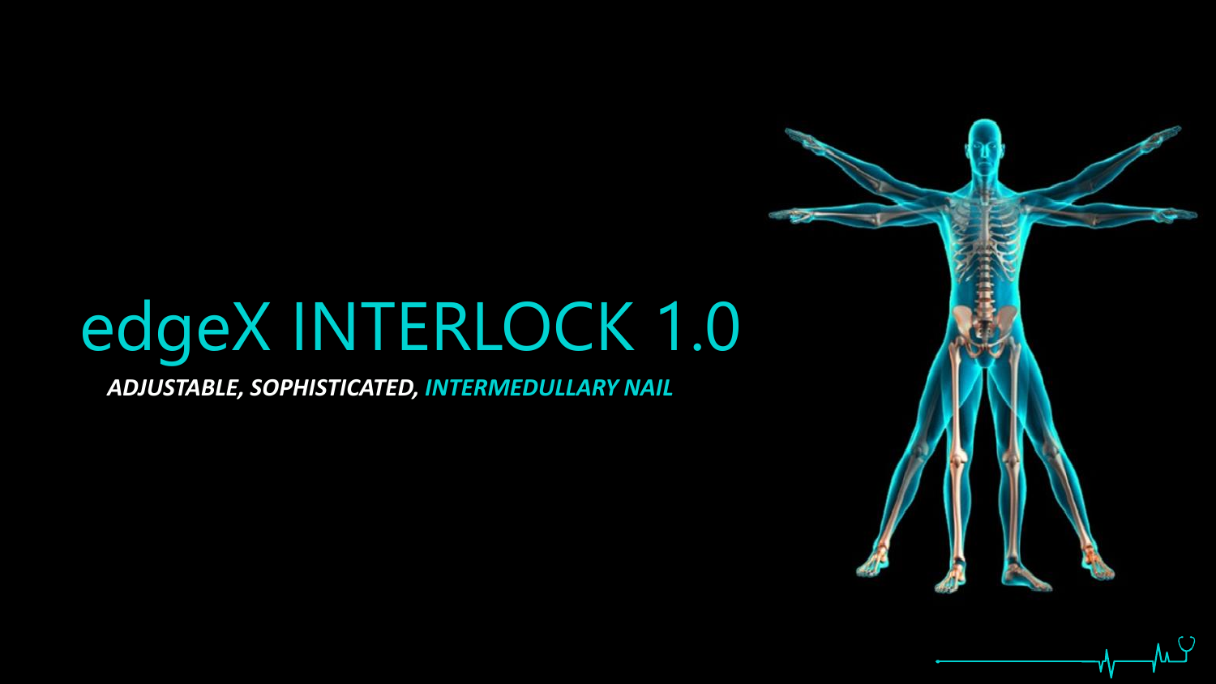# edgeX INTERLOCK 1.0

***ADJUSTABLE, SOPHISTICATED, INTERMEDULLARY NAIL***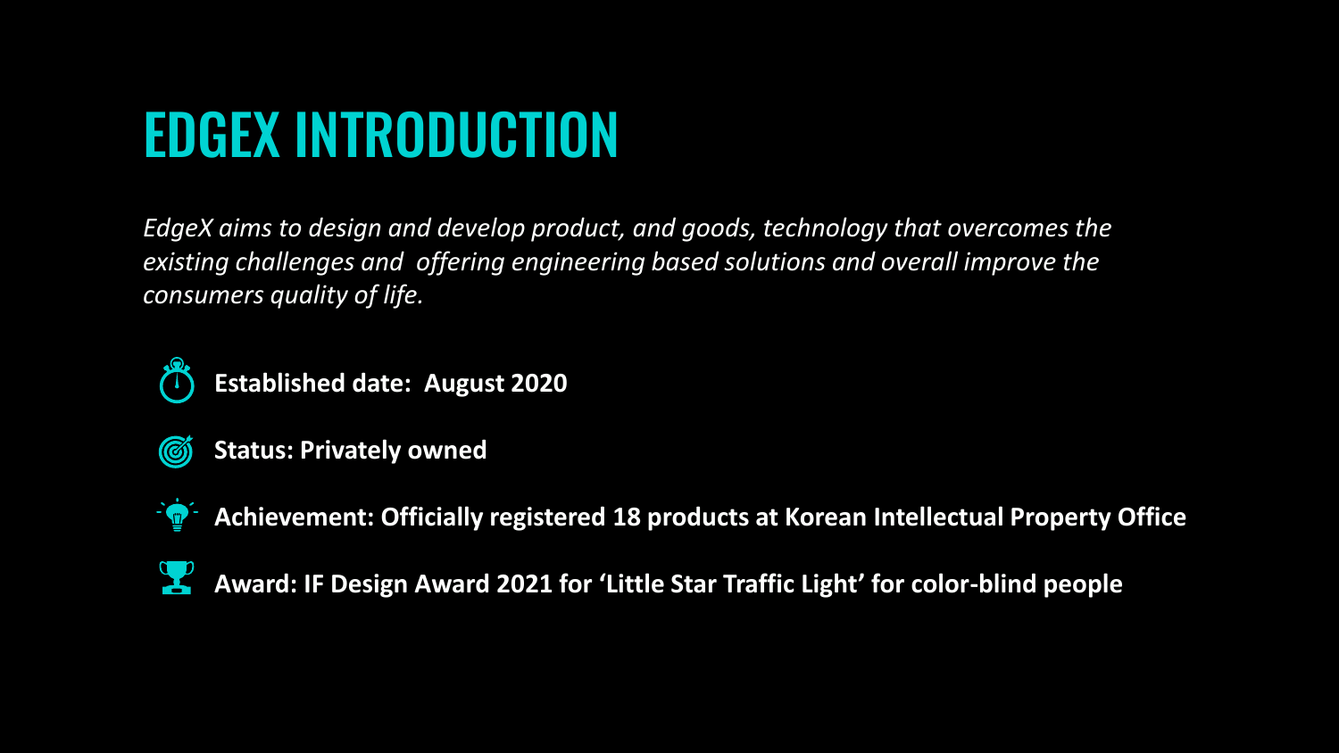# EDGEX INTRODUCTION

*EdgeX aims to design and develop product, and goods, technology that overcomes the existing challenges and offering engineering based solutions and overall improve the consumers quality of life.*

- **Established date: August 2020**
- **Status: Privately owned**
- **Achievement: Officially registered 18 products at Korean Intellectual Property Office**
- **Award: IF Design Award 2021 for 'Little Star Traffic Light' for color-blind people**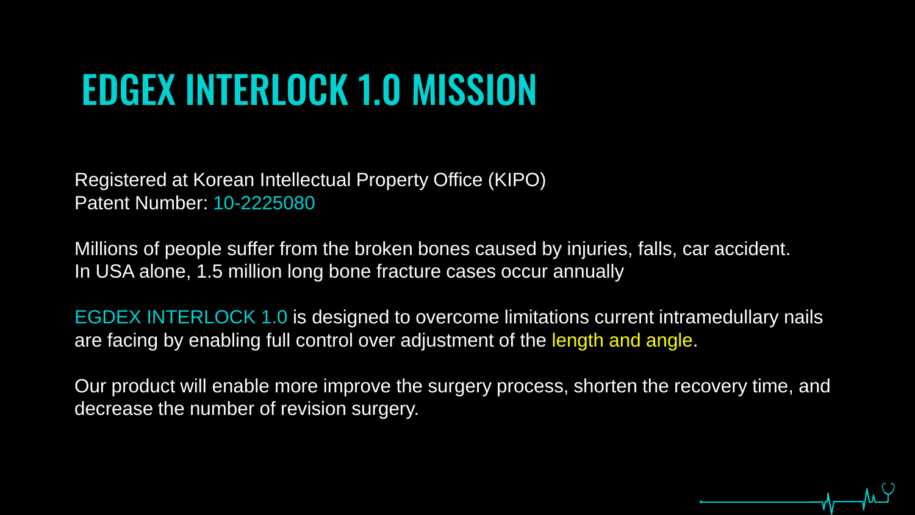# EDGEX INTERLOCK 1.0 MISSION

Registered at Korean Intellectual Property Office (KIPO)
Patent Number: 10-2225080

Millions of people suffer from the broken bones caused by injuries, falls, car accident.
In USA alone, 1.5 million long bone fracture cases occur annually

EGDEX INTERLOCK 1.0 is designed to overcome limitations current intramedullary nails are facing by enabling full control over adjustment of the length and angle.

Our product will enable more improve the surgery process, shorten the recovery time, and decrease the number of revision surgery.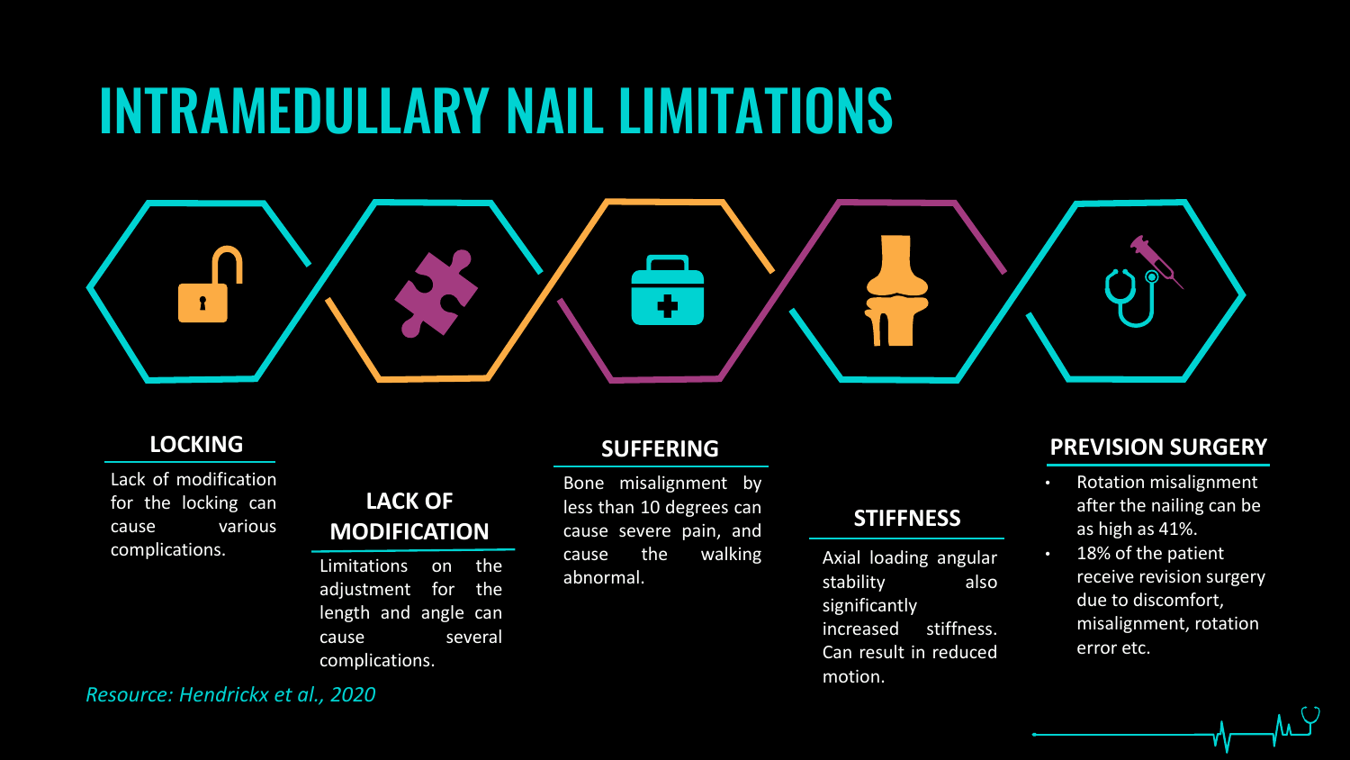# INTRAMEDULLARY NAIL LIMITATIONS

### LOCKING

Lack of modification for the locking can cause various complications.

### LACK OF MODIFICATION

Limitations on the adjustment for the length and angle can cause several complications.

### SUFFERING

Bone misalignment by less than 10 degrees can cause severe pain, and cause the walking abnormal.

### STIFFNESS

Axial loading angular stability also significantly increased stiffness. Can result in reduced motion.

### PREVISION SURGERY

- Rotation misalignment after the nailing can be as high as 41%.
- 18% of the patient receive revision surgery due to discomfort, misalignment, rotation error etc.

*Resource: Hendrickx et al., 2020*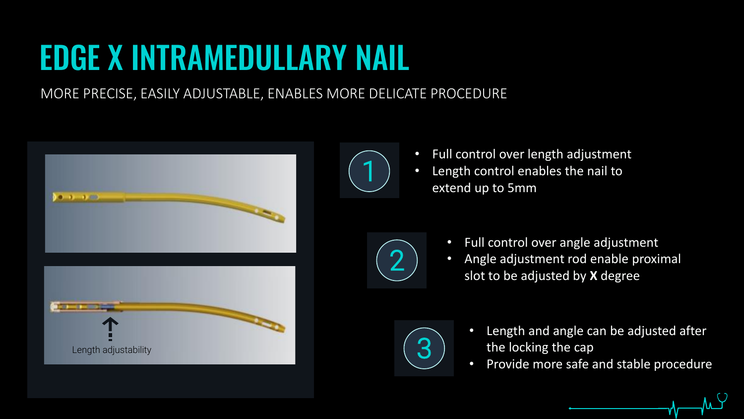# EDGE X INTRAMEDULLARY NAIL

MORE PRECISE, EASILY ADJUSTABLE, ENABLES MORE DELICATE PROCEDURE

Length adjustability

1

- Full control over length adjustment
- Length control enables the nail to extend up to 5mm

2

- Full control over angle adjustment
- Angle adjustment rod enable proximal slot to be adjusted by **X** degree

3

- Length and angle can be adjusted after the locking the cap
- Provide more safe and stable procedure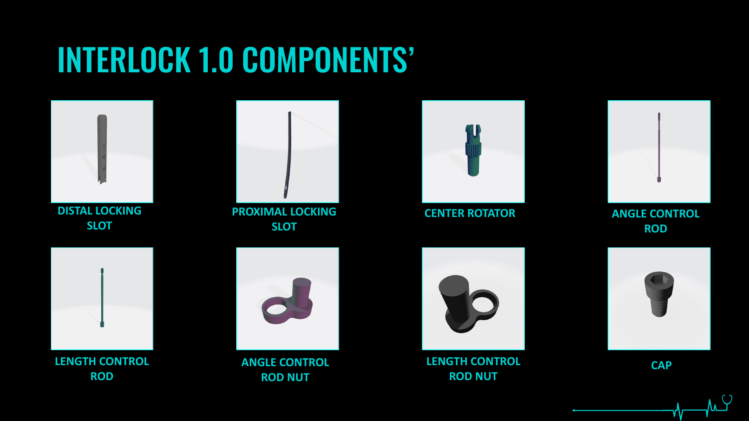# INTERLOCK 1.0 COMPONENTS'

- DISTAL LOCKING SLOT
- PROXIMAL LOCKING SLOT
- CENTER ROTATOR
- ANGLE CONTROL ROD
- LENGTH CONTROL ROD
- ANGLE CONTROL ROD NUT
- LENGTH CONTROL ROD NUT
- CAP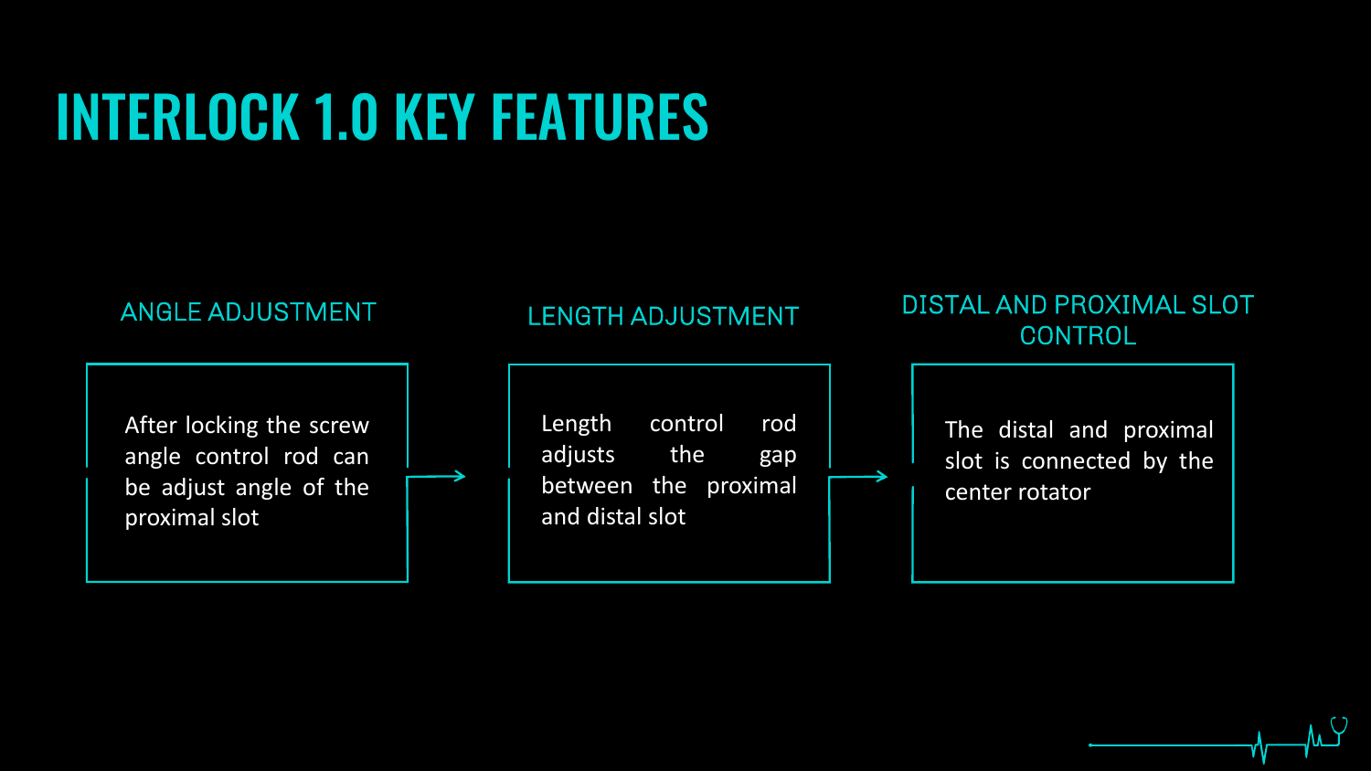# INTERLOCK 1.0 KEY FEATURES

### ANGLE ADJUSTMENT

After locking the screw angle control rod can be adjust angle of the proximal slot

### LENGTH ADJUSTMENT

Length control rod adjusts the gap between the proximal and distal slot

### DISTAL AND PROXIMAL SLOT CONTROL

The distal and proximal slot is connected by the center rotator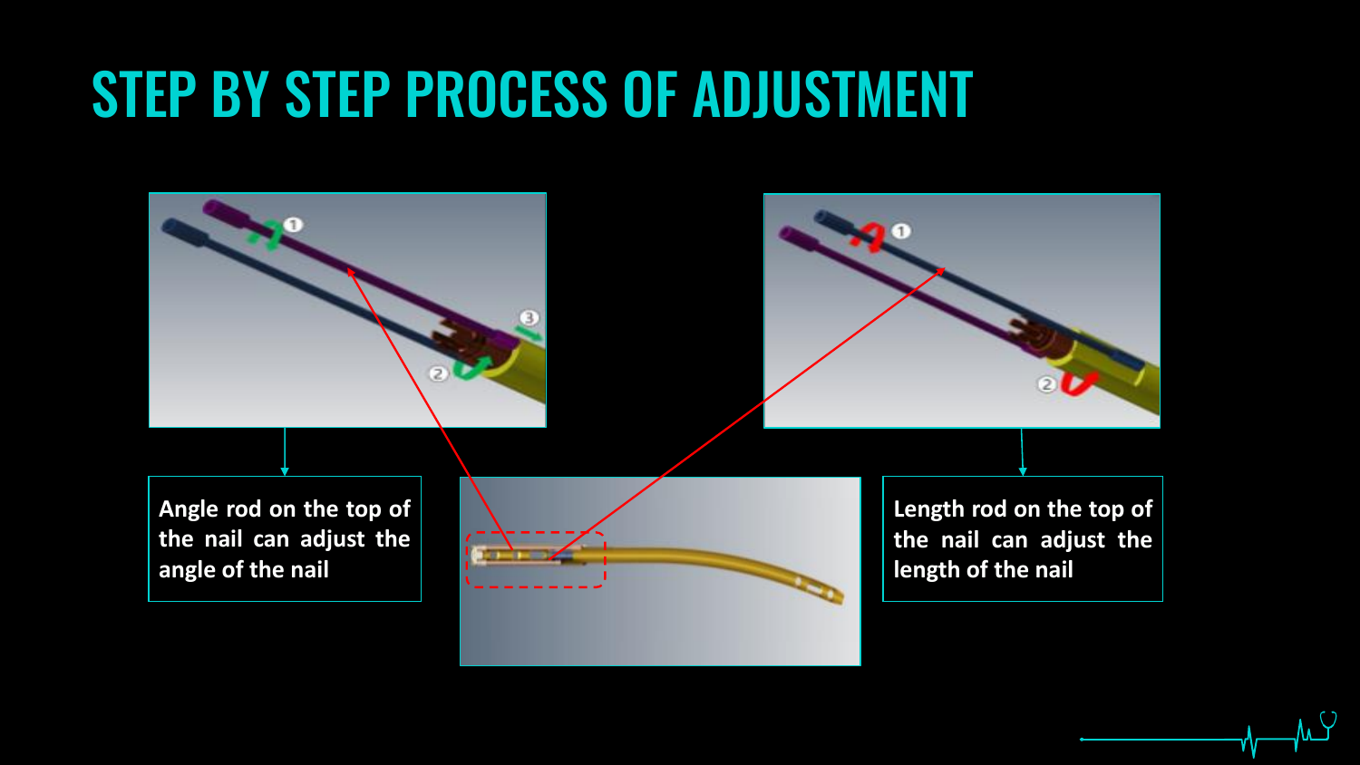# STEP BY STEP PROCESS OF ADJUSTMENT

Angle rod on the top of the nail can adjust the angle of the nail

Length rod on the top of the nail can adjust the length of the nail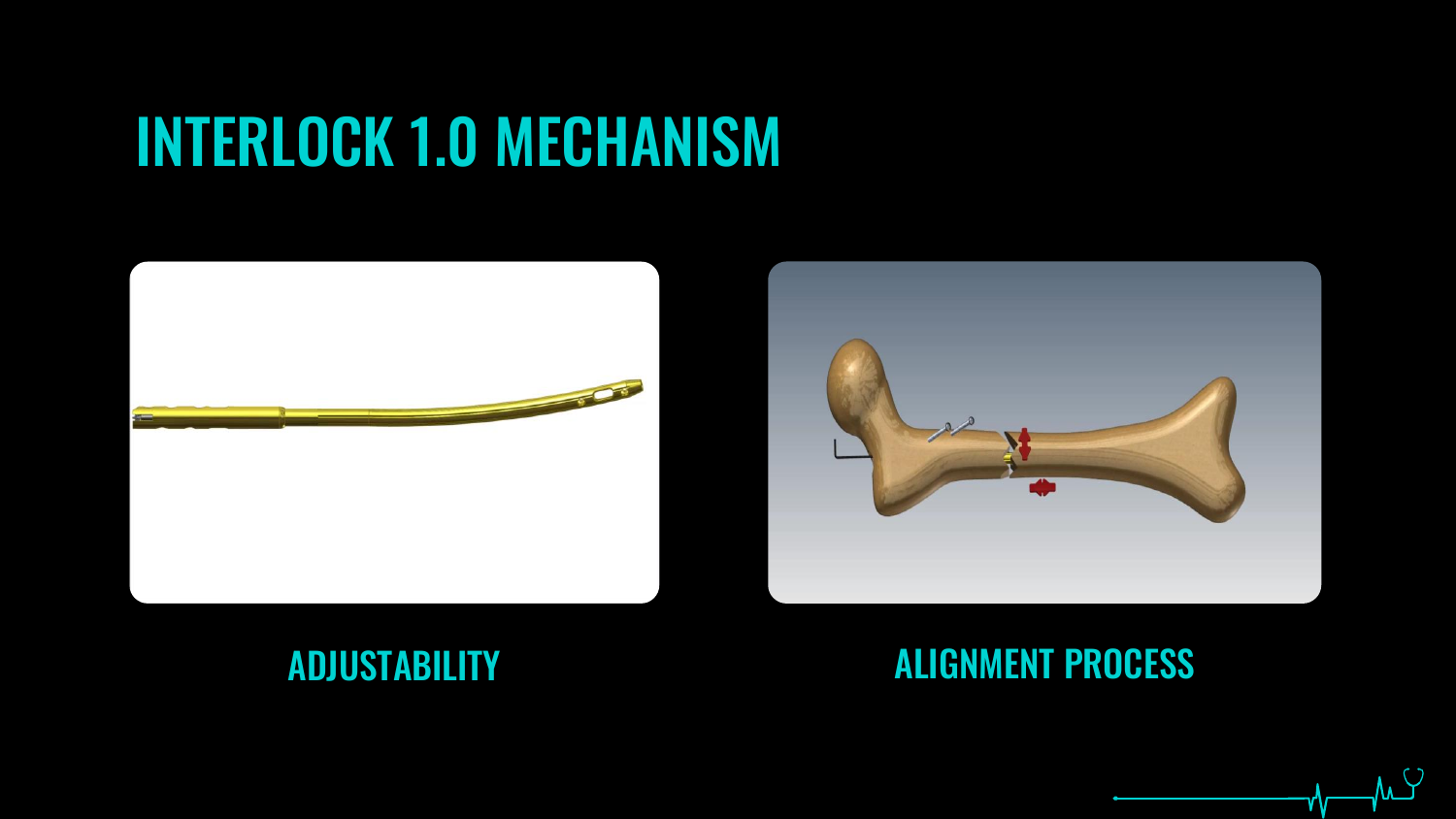# INTERLOCK 1.0 MECHANISM

ADJUSTABILITY

ALIGNMENT PROCESS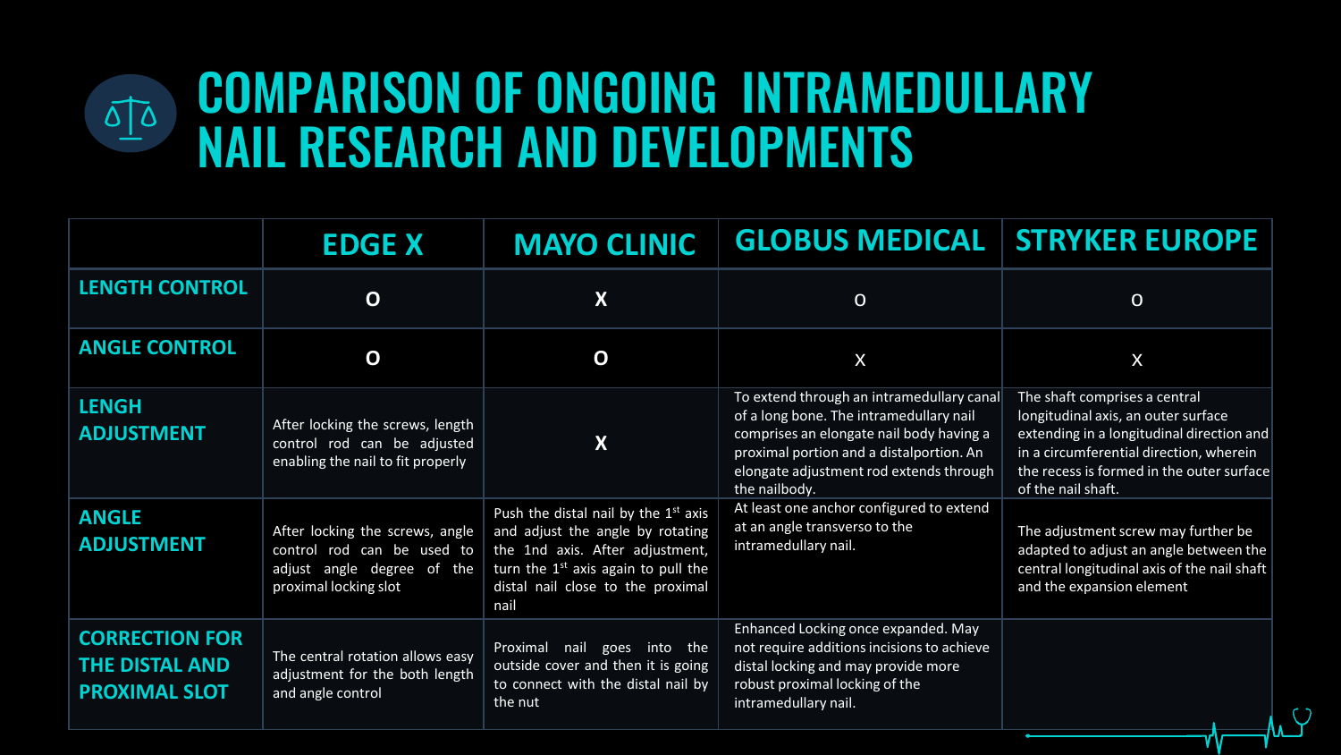# COMPARISON OF ONGOING INTRAMEDULLARY NAIL RESEARCH AND DEVELOPMENTS

| | EDGE X | MAYO CLINIC | GLOBUS MEDICAL | STRYKER EUROPE |
|---|---|---|---|---|
| LENGTH CONTROL | O | X | O | O |
| ANGLE CONTROL | O | O | X | X |
| LENGH ADJUSTMENT | After locking the screws, length control rod can be adjusted enabling the nail to fit properly | X | To extend through an intramedullary canal of a long bone. The intramedullary nail comprises an elongate nail body having a proximal portion and a distalportion. An elongate adjustment rod extends through the nailbody. | The shaft comprises a central longitudinal axis, an outer surface extending in a longitudinal direction and in a circumferential direction, wherein the recess is formed in the outer surface of the nail shaft. |
| ANGLE ADJUSTMENT | After locking the screws, angle control rod can be used to adjust angle degree of the proximal locking slot | Push the distal nail by the 1st axis and adjust the angle by rotating the 1nd axis. After adjustment, turn the 1st axis again to pull the distal nail close to the proximal nail | At least one anchor configured to extend at an angle transverso to the intramedullary nail. | The adjustment screw may further be adapted to adjust an angle between the central longitudinal axis of the nail shaft and the expansion element |
| CORRECTION FOR THE DISTAL AND PROXIMAL SLOT | The central rotation allows easy adjustment for the both length and angle control | Proximal nail goes into the outside cover and then it is going to connect with the distal nail by the nut | Enhanced Locking once expanded. May not require additions incisions to achieve distal locking and may provide more robust proximal locking of the intramedullary nail. | |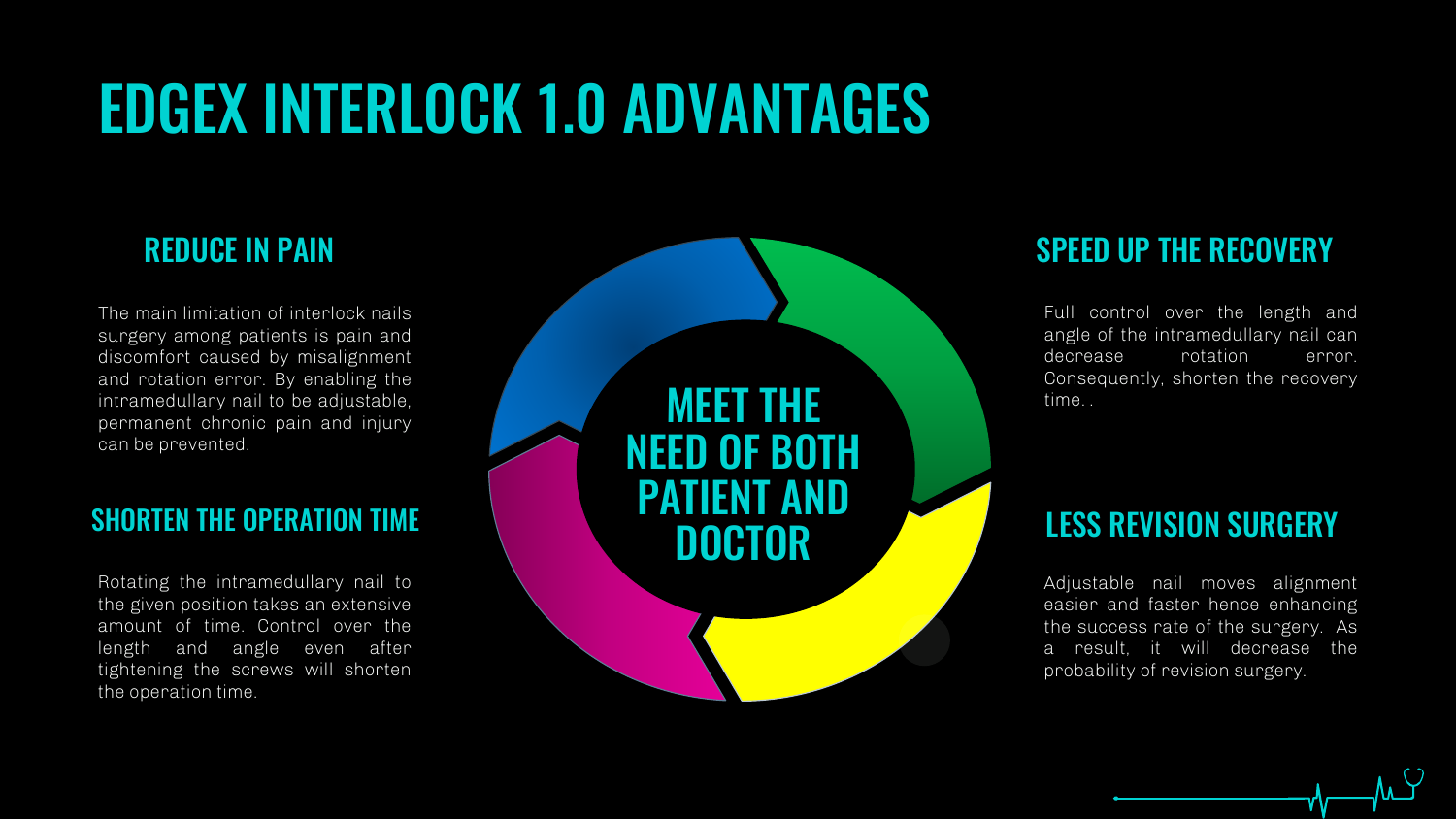# EDGEX INTERLOCK 1.0 ADVANTAGES

## REDUCE IN PAIN

The main limitation of interlock nails surgery among patients is pain and discomfort caused by misalignment and rotation error. By enabling the intramedullary nail to be adjustable, permanent chronic pain and injury can be prevented.

## SHORTEN THE OPERATION TIME

Rotating the intramedullary nail to the given position takes an extensive amount of time. Control over the length and angle even after tightening the screws will shorten the operation time.

## MEET THE NEED OF BOTH PATIENT AND DOCTOR

## SPEED UP THE RECOVERY

Full control over the length and angle of the intramedullary nail can decrease rotation error. Consequently, shorten the recovery time. .

## LESS REVISION SURGERY

Adjustable nail moves alignment easier and faster hence enhancing the success rate of the surgery. As a result, it will decrease the probability of revision surgery.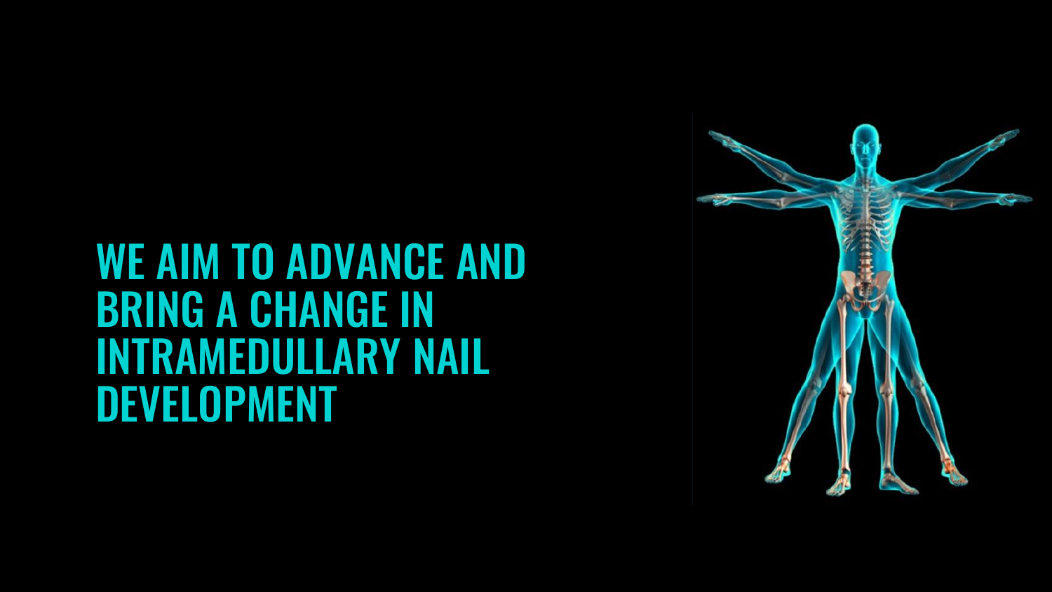# WE AIM TO ADVANCE AND BRING A CHANGE IN INTRAMEDULLARY NAIL DEVELOPMENT